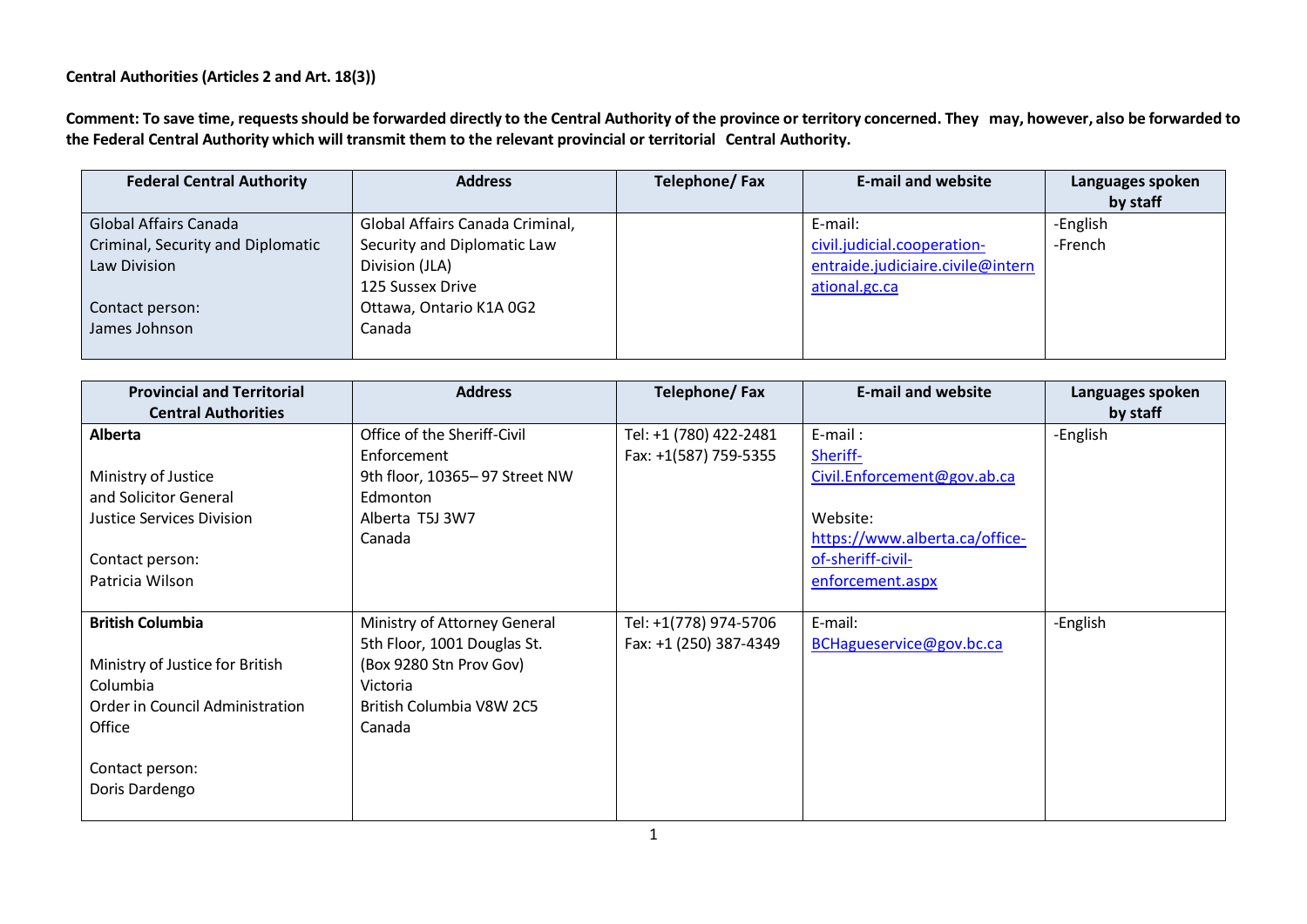**Central Authorities (Articles 2 and Art. 18(3))**

**Comment: To save time, requests should be forwarded directly to the Central Authority of the province or territory concerned. They may, however, also be forwarded to the Federal Central Authority which will transmit them to the relevant provincial or territorial Central Authority.**

| Federal Central Authority | Address | Telephone/ Fax | E-mail and website | Languages spoken by staff |
|---|---|---|---|---|
| Global Affairs Canada<br>Criminal, Security and Diplomatic Law Division<br><br>Contact person:<br>James Johnson | Global Affairs Canada Criminal, Security and Diplomatic Law Division (JLA)<br>125 Sussex Drive<br>Ottawa, Ontario K1A 0G2<br>Canada | | E-mail:<br>civil.judicial.cooperation-entraide.judiciaire.civile@international.gc.ca | -English<br>-French |

| Provincial and Territorial Central Authorities | Address | Telephone/ Fax | E-mail and website | Languages spoken by staff |
|---|---|---|---|---|
| **Alberta**<br><br>Ministry of Justice and Solicitor General<br>Justice Services Division<br><br>Contact person:<br>Patricia Wilson | Office of the Sheriff-Civil Enforcement<br>9th floor, 10365– 97 Street NW<br>Edmonton<br>Alberta T5J 3W7<br>Canada | Tel: +1 (780) 422-2481<br>Fax: +1(587) 759-5355 | E-mail :<br>Sheriff-Civil.Enforcement@gov.ab.ca<br><br>Website:<br>https://www.alberta.ca/office-of-sheriff-civil-enforcement.aspx | -English |
| **British Columbia**<br><br>Ministry of Justice for British Columbia<br>Order in Council Administration Office<br><br>Contact person:<br>Doris Dardengo | Ministry of Attorney General<br>5th Floor, 1001 Douglas St.<br>(Box 9280 Stn Prov Gov)<br>Victoria<br>British Columbia V8W 2C5<br>Canada | Tel: +1(778) 974-5706<br>Fax: +1 (250) 387-4349 | E-mail:<br>BCHagueservice@gov.bc.ca | -English |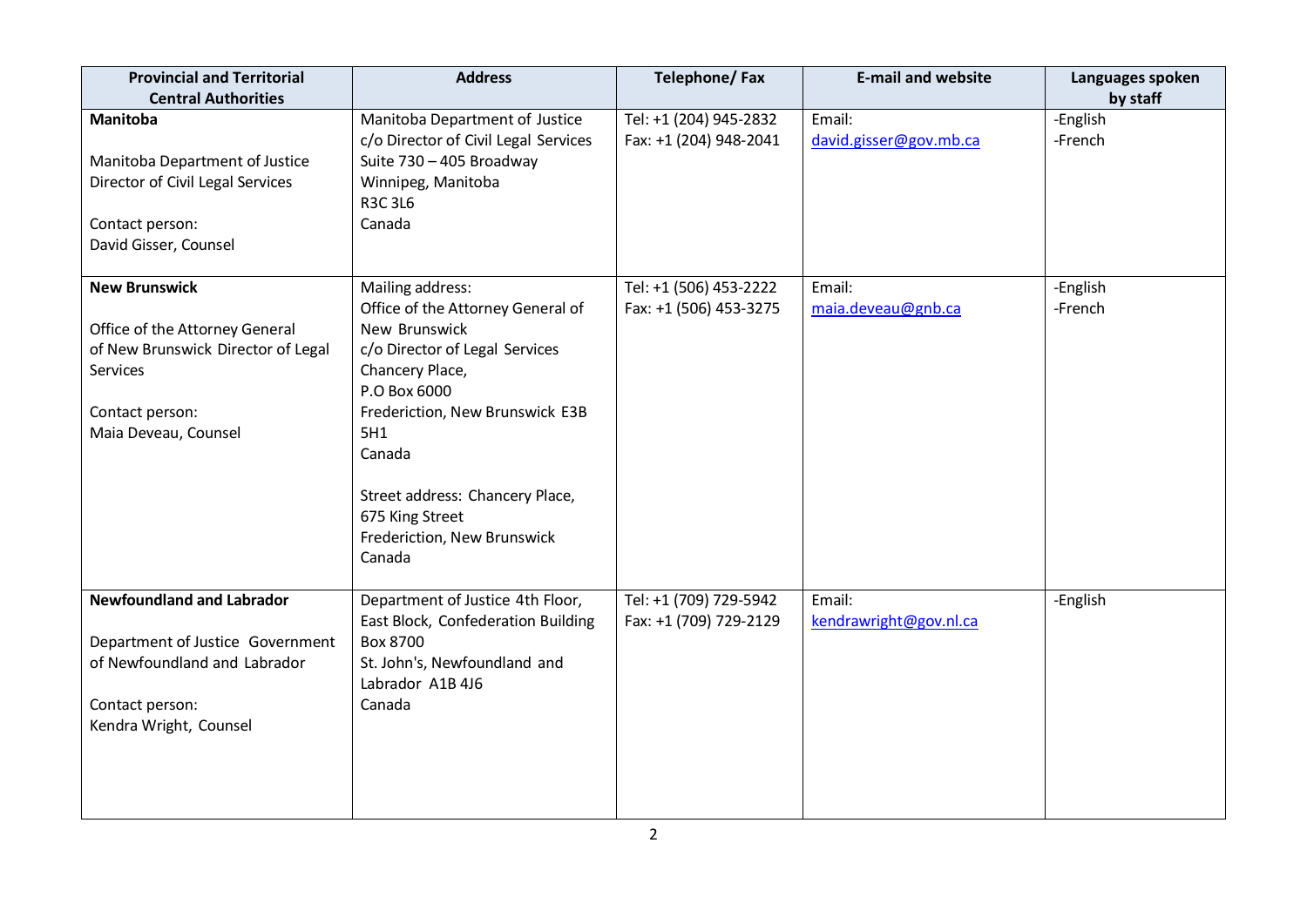| Provincial and Territorial Central Authorities | Address | Telephone/ Fax | E-mail and website | Languages spoken by staff |
|---|---|---|---|---|
| **Manitoba**<br><br>Manitoba Department of Justice Director of Civil Legal Services<br><br>Contact person:<br>David Gisser, Counsel | Manitoba Department of Justice<br>c/o Director of Civil Legal Services<br>Suite 730 – 405 Broadway<br>Winnipeg, Manitoba<br>R3C 3L6<br>Canada | Tel: +1 (204) 945-2832<br>Fax: +1 (204) 948-2041 | Email:<br>david.gisser@gov.mb.ca | -English<br>-French |
| **New Brunswick**<br><br>Office of the Attorney General of New Brunswick Director of Legal Services<br><br>Contact person:<br>Maia Deveau, Counsel | Mailing address:<br>Office of the Attorney General of New Brunswick<br>c/o Director of Legal Services<br>Chancery Place,<br>P.O Box 6000<br>Frederiction, New Brunswick E3B 5H1<br>Canada<br><br>Street address: Chancery Place, 675 King Street<br>Frederiction, New Brunswick<br>Canada | Tel: +1 (506) 453-2222<br>Fax: +1 (506) 453-3275 | Email:<br>maia.deveau@gnb.ca | -English<br>-French |
| **Newfoundland and Labrador**<br><br>Department of Justice Government of Newfoundland and Labrador<br><br>Contact person:<br>Kendra Wright, Counsel | Department of Justice 4th Floor, East Block, Confederation Building<br>Box 8700<br>St. John's, Newfoundland and Labrador A1B 4J6<br>Canada | Tel: +1 (709) 729-5942<br>Fax: +1 (709) 729-2129 | Email:<br>kendrawright@gov.nl.ca | -English |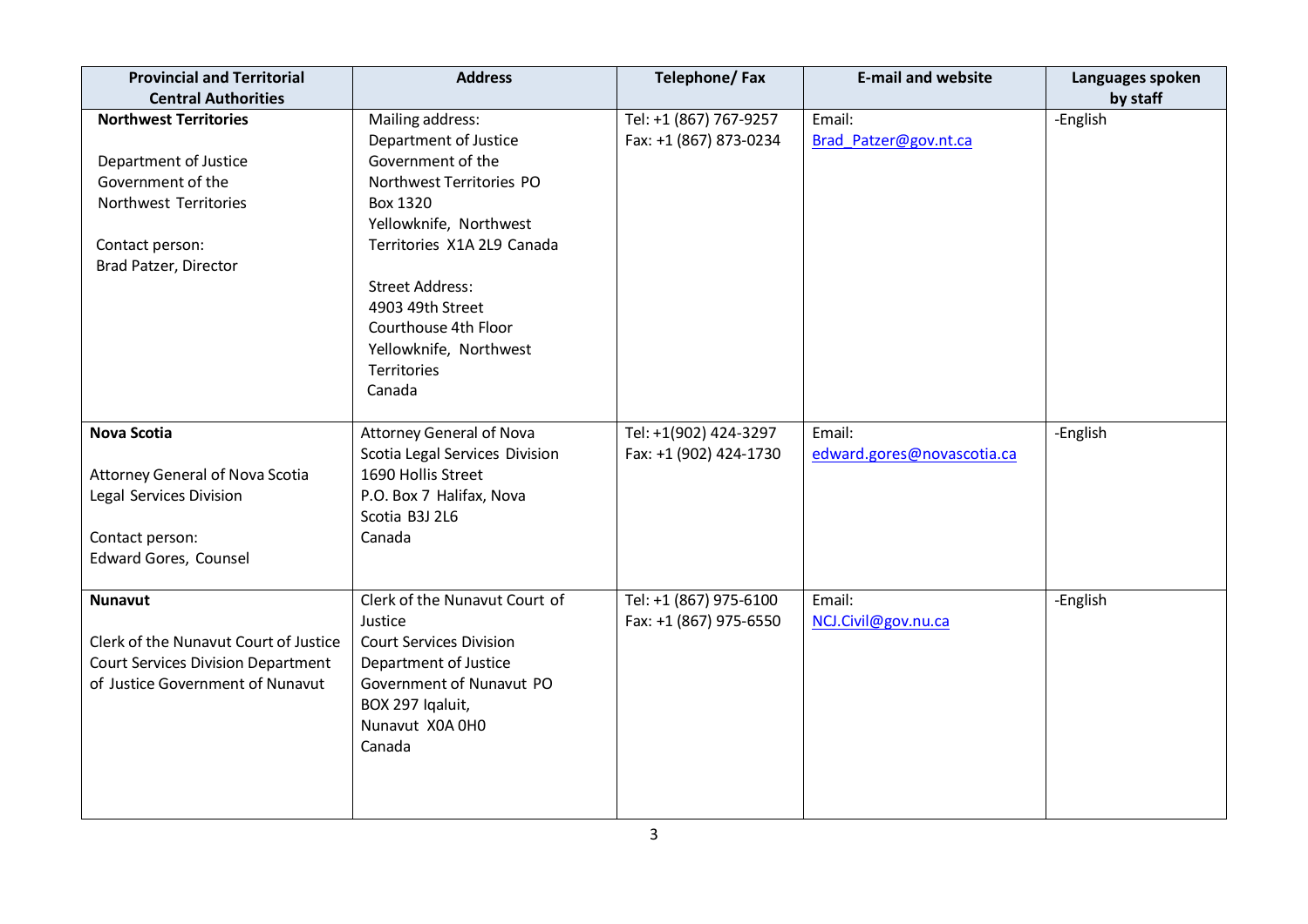| Provincial and Territorial Central Authorities | Address | Telephone/ Fax | E-mail and website | Languages spoken by staff |
|---|---|---|---|---|
| **Northwest Territories**<br><br>Department of Justice Government of the Northwest Territories<br><br>Contact person:<br>Brad Patzer, Director | Mailing address:<br>Department of Justice Government of the Northwest Territories PO Box 1320<br>Yellowknife, Northwest Territories X1A 2L9 Canada<br><br>Street Address:<br>4903 49th Street<br>Courthouse 4th Floor<br>Yellowknife, Northwest Territories<br>Canada | Tel: +1 (867) 767-9257<br>Fax: +1 (867) 873-0234 | Email:<br>Brad_Patzer@gov.nt.ca | -English |
| **Nova Scotia**<br><br>Attorney General of Nova Scotia Legal Services Division<br><br>Contact person:<br>Edward Gores, Counsel | Attorney General of Nova Scotia Legal Services Division<br>1690 Hollis Street<br>P.O. Box 7 Halifax, Nova Scotia B3J 2L6<br>Canada | Tel: +1(902) 424-3297<br>Fax: +1 (902) 424-1730 | Email:<br>edward.gores@novascotia.ca | -English |
| **Nunavut**<br><br>Clerk of the Nunavut Court of Justice Court Services Division Department of Justice Government of Nunavut | Clerk of the Nunavut Court of Justice<br>Court Services Division<br>Department of Justice<br>Government of Nunavut PO BOX 297 Iqaluit,<br>Nunavut X0A 0H0<br>Canada | Tel: +1 (867) 975-6100<br>Fax: +1 (867) 975-6550 | Email:<br>NCJ.Civil@gov.nu.ca | -English |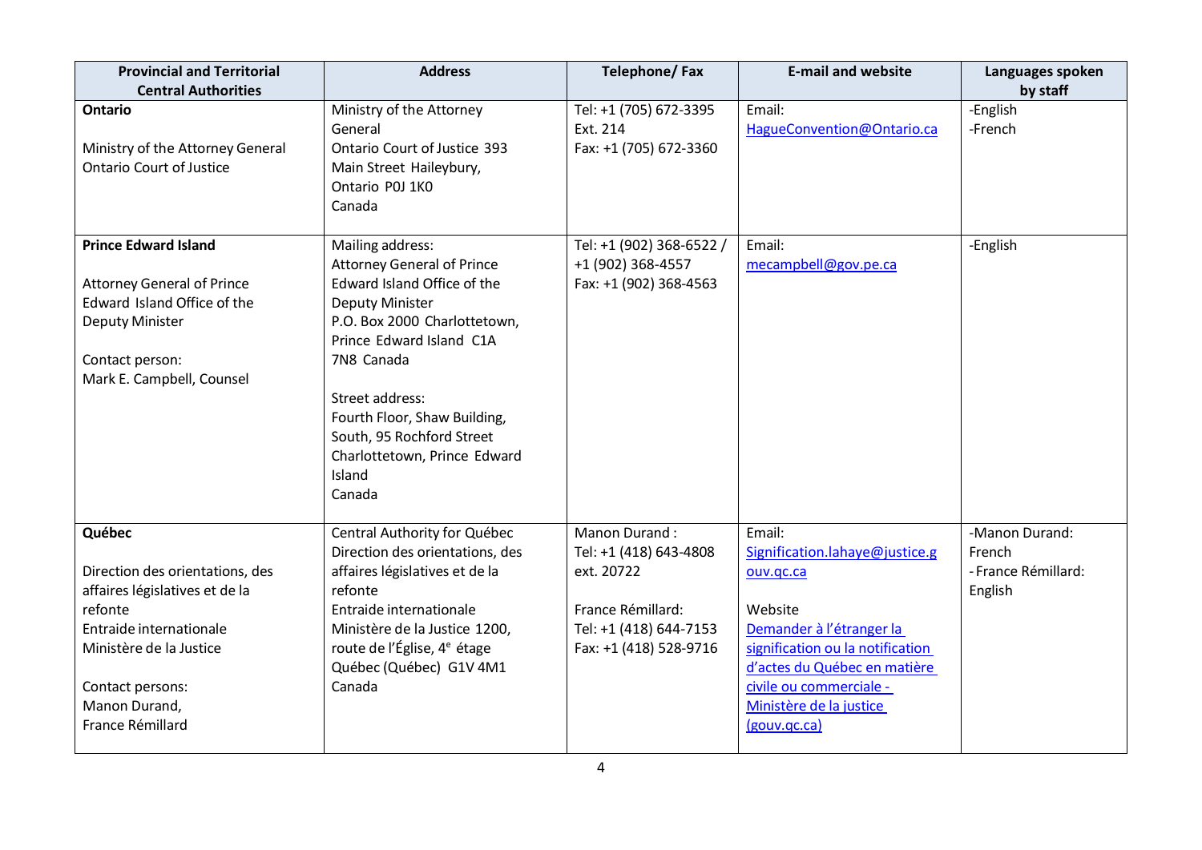| Provincial and Territorial Central Authorities | Address | Telephone/ Fax | E-mail and website | Languages spoken by staff |
|---|---|---|---|---|
| **Ontario**<br><br>Ministry of the Attorney General Ontario Court of Justice | Ministry of the Attorney General<br>Ontario Court of Justice 393 Main Street Haileybury, Ontario P0J 1K0<br>Canada | Tel: +1 (705) 672-3395 Ext. 214<br>Fax: +1 (705) 672-3360 | Email:<br>HagueConvention@Ontario.ca | -English<br>-French |
| **Prince Edward Island**<br><br>Attorney General of Prince Edward Island Office of the Deputy Minister<br><br>Contact person:<br>Mark E. Campbell, Counsel | Mailing address:<br>Attorney General of Prince Edward Island Office of the Deputy Minister<br>P.O. Box 2000 Charlottetown, Prince Edward Island C1A 7N8 Canada<br><br>Street address:<br>Fourth Floor, Shaw Building, South, 95 Rochford Street Charlottetown, Prince Edward Island<br>Canada | Tel: +1 (902) 368-6522 / +1 (902) 368-4557<br>Fax: +1 (902) 368-4563 | Email:<br>mecampbell@gov.pe.ca | -English |
| **Québec**<br><br>Direction des orientations, des affaires législatives et de la refonte<br>Entraide internationale<br>Ministère de la Justice<br><br>Contact persons:<br>Manon Durand,<br>France Rémillard | Central Authority for Québec<br>Direction des orientations, des affaires législatives et de la refonte<br>Entraide internationale<br>Ministère de la Justice 1200, route de l'Église, 4e étage<br>Québec (Québec) G1V 4M1<br>Canada | Manon Durand :<br>Tel: +1 (418) 643-4808 ext. 20722<br><br>France Rémillard:<br>Tel: +1 (418) 644-7153<br>Fax: +1 (418) 528-9716 | Email:<br>Signification.lahaye@justice.gouv.qc.ca<br><br>Website<br>Demander à l'étranger la signification ou la notification d'actes du Québec en matière civile ou commerciale - Ministère de la justice (gouv.qc.ca) | -Manon Durand: French<br>- France Rémillard: English |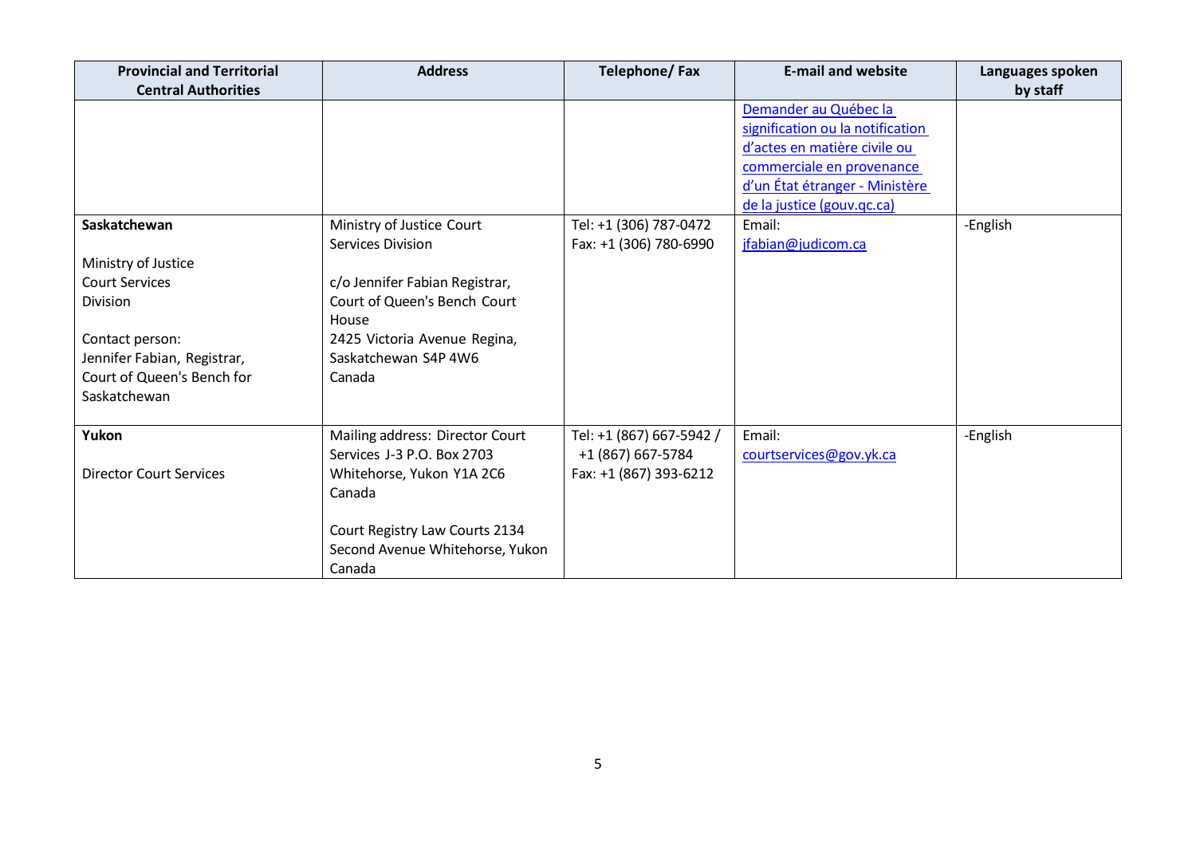| Provincial and Territorial Central Authorities | Address | Telephone/ Fax | E-mail and website | Languages spoken by staff |
|---|---|---|---|---|
| | | | Demander au Québec la signification ou la notification d'actes en matière civile ou commerciale en provenance d'un État étranger - Ministère de la justice (gouv.qc.ca) | |
| **Saskatchewan**<br><br>Ministry of Justice Court Services Division<br><br>Contact person: Jennifer Fabian, Registrar, Court of Queen's Bench for Saskatchewan | Ministry of Justice Court Services Division<br><br>c/o Jennifer Fabian Registrar, Court of Queen's Bench Court House<br>2425 Victoria Avenue Regina, Saskatchewan S4P 4W6<br>Canada | Tel: +1 (306) 787-0472<br>Fax: +1 (306) 780-6990 | Email:<br>jfabian@judicom.ca | -English |
| **Yukon**<br><br>Director Court Services | Mailing address: Director Court Services J-3 P.O. Box 2703<br>Whitehorse, Yukon Y1A 2C6<br>Canada<br><br>Court Registry Law Courts 2134 Second Avenue Whitehorse, Yukon<br>Canada | Tel: +1 (867) 667-5942 / +1 (867) 667-5784<br>Fax: +1 (867) 393-6212 | Email:<br>courtservices@gov.yk.ca | -English |